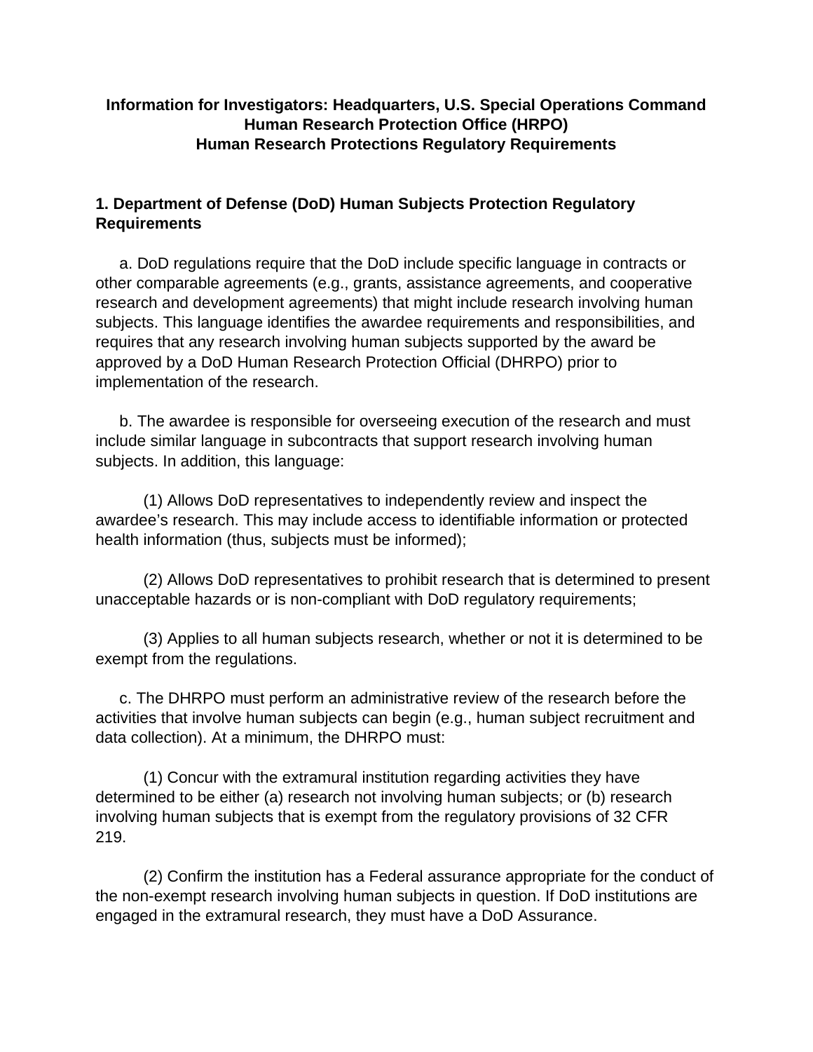**Information for Investigators: Headquarters, U.S. Special Operations Command Human Research Protection Office (HRPO) Human Research Protections Regulatory Requirements**

## 1. Department of Defense (DoD) Human Subjects Protection Regulatory Requirements

a. DoD regulations require that the DoD include specific language in contracts or other comparable agreements (e.g., grants, assistance agreements, and cooperative research and development agreements) that might include research involving human subjects. This language identifies the awardee requirements and responsibilities, and requires that any research involving human subjects supported by the award be approved by a DoD Human Research Protection Official (DHRPO) prior to implementation of the research.

b. The awardee is responsible for overseeing execution of the research and must include similar language in subcontracts that support research involving human subjects. In addition, this language:

(1) Allows DoD representatives to independently review and inspect the awardee's research. This may include access to identifiable information or protected health information (thus, subjects must be informed);

(2) Allows DoD representatives to prohibit research that is determined to present unacceptable hazards or is non-compliant with DoD regulatory requirements;

(3) Applies to all human subjects research, whether or not it is determined to be exempt from the regulations.

c. The DHRPO must perform an administrative review of the research before the activities that involve human subjects can begin (e.g., human subject recruitment and data collection). At a minimum, the DHRPO must:

(1) Concur with the extramural institution regarding activities they have determined to be either (a) research not involving human subjects; or (b) research involving human subjects that is exempt from the regulatory provisions of 32 CFR 219.

(2) Confirm the institution has a Federal assurance appropriate for the conduct of the non-exempt research involving human subjects in question. If DoD institutions are engaged in the extramural research, they must have a DoD Assurance.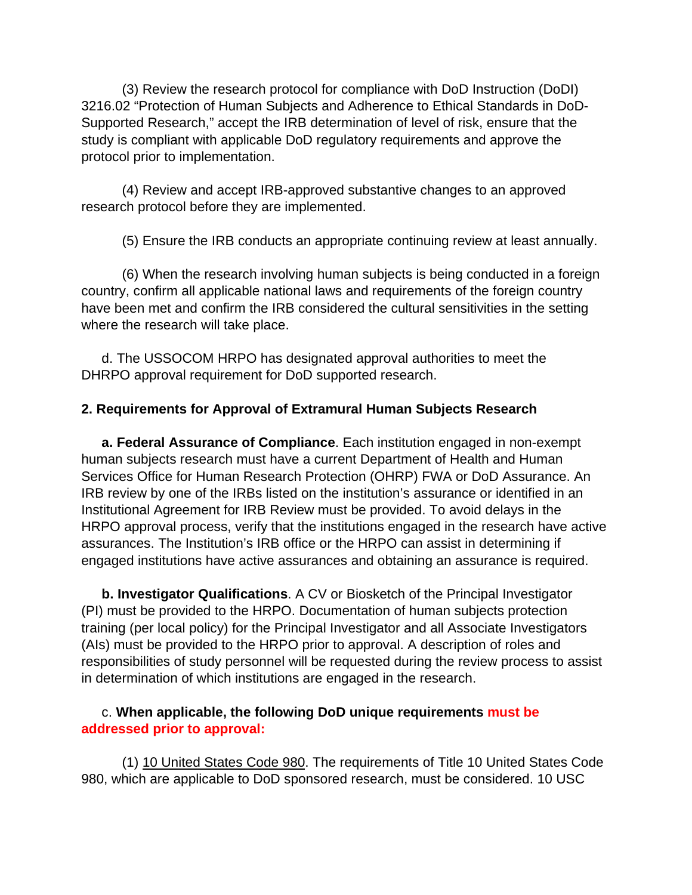(3) Review the research protocol for compliance with DoD Instruction (DoDI) 3216.02 "Protection of Human Subjects and Adherence to Ethical Standards in DoD-Supported Research," accept the IRB determination of level of risk, ensure that the study is compliant with applicable DoD regulatory requirements and approve the protocol prior to implementation.

(4) Review and accept IRB-approved substantive changes to an approved research protocol before they are implemented.

(5) Ensure the IRB conducts an appropriate continuing review at least annually.

(6) When the research involving human subjects is being conducted in a foreign country, confirm all applicable national laws and requirements of the foreign country have been met and confirm the IRB considered the cultural sensitivities in the setting where the research will take place.

d. The USSOCOM HRPO has designated approval authorities to meet the DHRPO approval requirement for DoD supported research.

**2. Requirements for Approval of Extramural Human Subjects Research**

**a. Federal Assurance of Compliance**. Each institution engaged in non-exempt human subjects research must have a current Department of Health and Human Services Office for Human Research Protection (OHRP) FWA or DoD Assurance. An IRB review by one of the IRBs listed on the institution's assurance or identified in an Institutional Agreement for IRB Review must be provided. To avoid delays in the HRPO approval process, verify that the institutions engaged in the research have active assurances. The Institution's IRB office or the HRPO can assist in determining if engaged institutions have active assurances and obtaining an assurance is required.

**b. Investigator Qualifications**. A CV or Biosketch of the Principal Investigator (PI) must be provided to the HRPO. Documentation of human subjects protection training (per local policy) for the Principal Investigator and all Associate Investigators (AIs) must be provided to the HRPO prior to approval. A description of roles and responsibilities of study personnel will be requested during the review process to assist in determination of which institutions are engaged in the research.

c. **When applicable, the following DoD unique requirements must be addressed prior to approval:**

(1) 10 United States Code 980. The requirements of Title 10 United States Code 980, which are applicable to DoD sponsored research, must be considered. 10 USC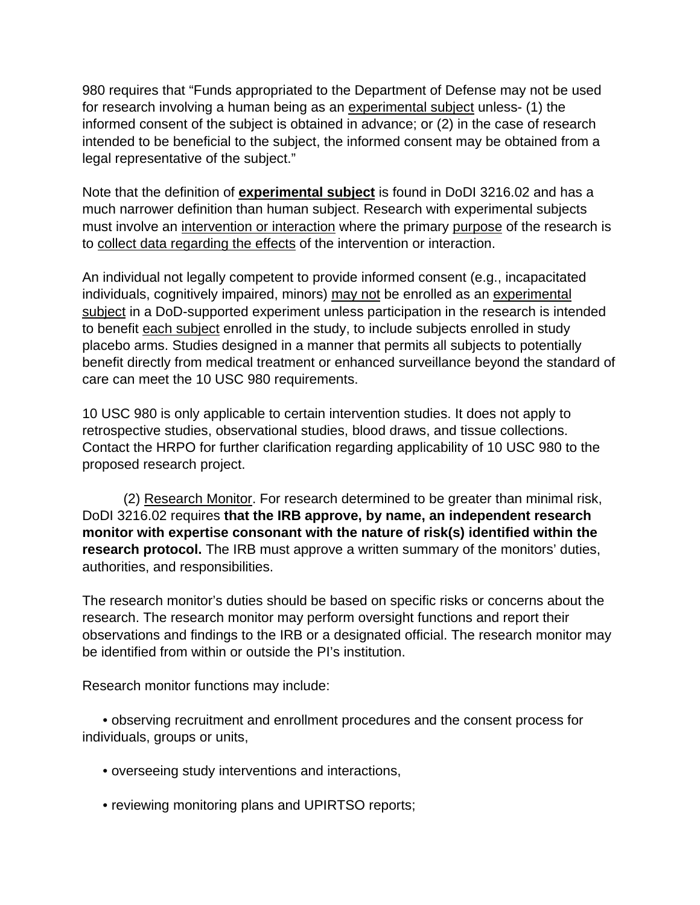980 requires that “Funds appropriated to the Department of Defense may not be used for research involving a human being as an <u>experimental subject</u> unless- (1) the informed consent of the subject is obtained in advance; or (2) in the case of research intended to be beneficial to the subject, the informed consent may be obtained from a legal representative of the subject.”

Note that the definition of <u>**experimental subject**</u> is found in DoDI 3216.02 and has a much narrower definition than human subject. Research with experimental subjects must involve an <u>intervention or interaction</u> where the primary <u>purpose</u> of the research is to <u>collect data regarding the effects</u> of the intervention or interaction.

An individual not legally competent to provide informed consent (e.g., incapacitated individuals, cognitively impaired, minors) <u>may not</u> be enrolled as an <u>experimental subject</u> in a DoD-supported experiment unless participation in the research is intended to benefit <u>each subject</u> enrolled in the study, to include subjects enrolled in study placebo arms. Studies designed in a manner that permits all subjects to potentially benefit directly from medical treatment or enhanced surveillance beyond the standard of care can meet the 10 USC 980 requirements.

10 USC 980 is only applicable to certain intervention studies. It does not apply to retrospective studies, observational studies, blood draws, and tissue collections. Contact the HRPO for further clarification regarding applicability of 10 USC 980 to the proposed research project.

(2) <u>Research Monitor</u>. For research determined to be greater than minimal risk, DoDI 3216.02 requires **that the IRB approve, by name, an independent research monitor with expertise consonant with the nature of risk(s) identified within the research protocol.** The IRB must approve a written summary of the monitors’ duties, authorities, and responsibilities.

The research monitor’s duties should be based on specific risks or concerns about the research. The research monitor may perform oversight functions and report their observations and findings to the IRB or a designated official. The research monitor may be identified from within or outside the PI’s institution.

Research monitor functions may include:

- observing recruitment and enrollment procedures and the consent process for individuals, groups or units,
- overseeing study interventions and interactions,
- reviewing monitoring plans and UPIRTSO reports;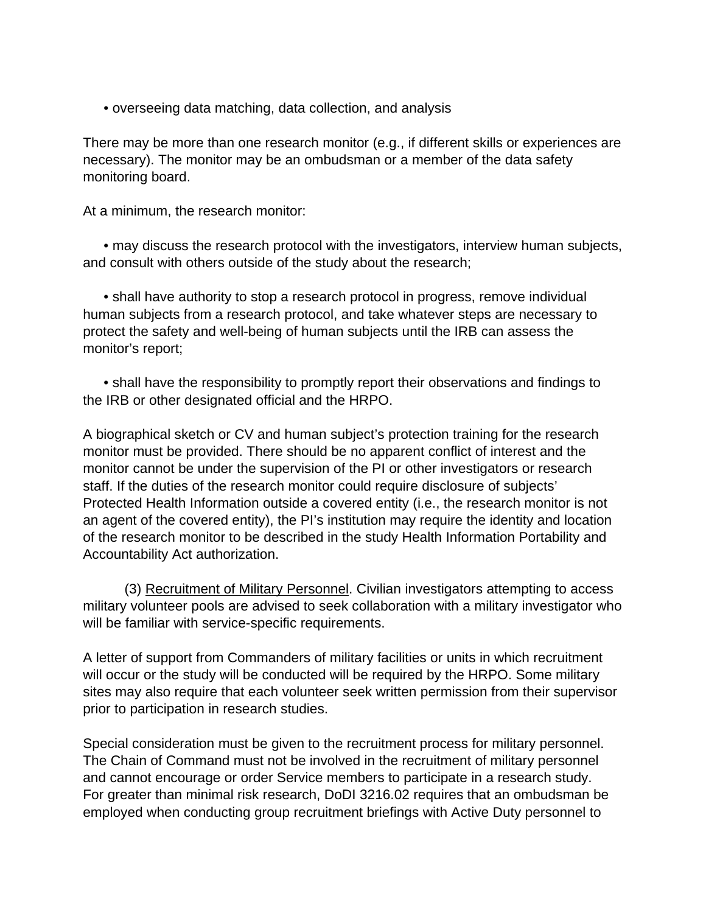- overseeing data matching, data collection, and analysis

There may be more than one research monitor (e.g., if different skills or experiences are necessary). The monitor may be an ombudsman or a member of the data safety monitoring board.

At a minimum, the research monitor:

- may discuss the research protocol with the investigators, interview human subjects, and consult with others outside of the study about the research;

- shall have authority to stop a research protocol in progress, remove individual human subjects from a research protocol, and take whatever steps are necessary to protect the safety and well-being of human subjects until the IRB can assess the monitor's report;

- shall have the responsibility to promptly report their observations and findings to the IRB or other designated official and the HRPO.

A biographical sketch or CV and human subject's protection training for the research monitor must be provided. There should be no apparent conflict of interest and the monitor cannot be under the supervision of the PI or other investigators or research staff. If the duties of the research monitor could require disclosure of subjects' Protected Health Information outside a covered entity (i.e., the research monitor is not an agent of the covered entity), the PI's institution may require the identity and location of the research monitor to be described in the study Health Information Portability and Accountability Act authorization.

(3) Recruitment of Military Personnel. Civilian investigators attempting to access military volunteer pools are advised to seek collaboration with a military investigator who will be familiar with service-specific requirements.

A letter of support from Commanders of military facilities or units in which recruitment will occur or the study will be conducted will be required by the HRPO. Some military sites may also require that each volunteer seek written permission from their supervisor prior to participation in research studies.

Special consideration must be given to the recruitment process for military personnel. The Chain of Command must not be involved in the recruitment of military personnel and cannot encourage or order Service members to participate in a research study. For greater than minimal risk research, DoDI 3216.02 requires that an ombudsman be employed when conducting group recruitment briefings with Active Duty personnel to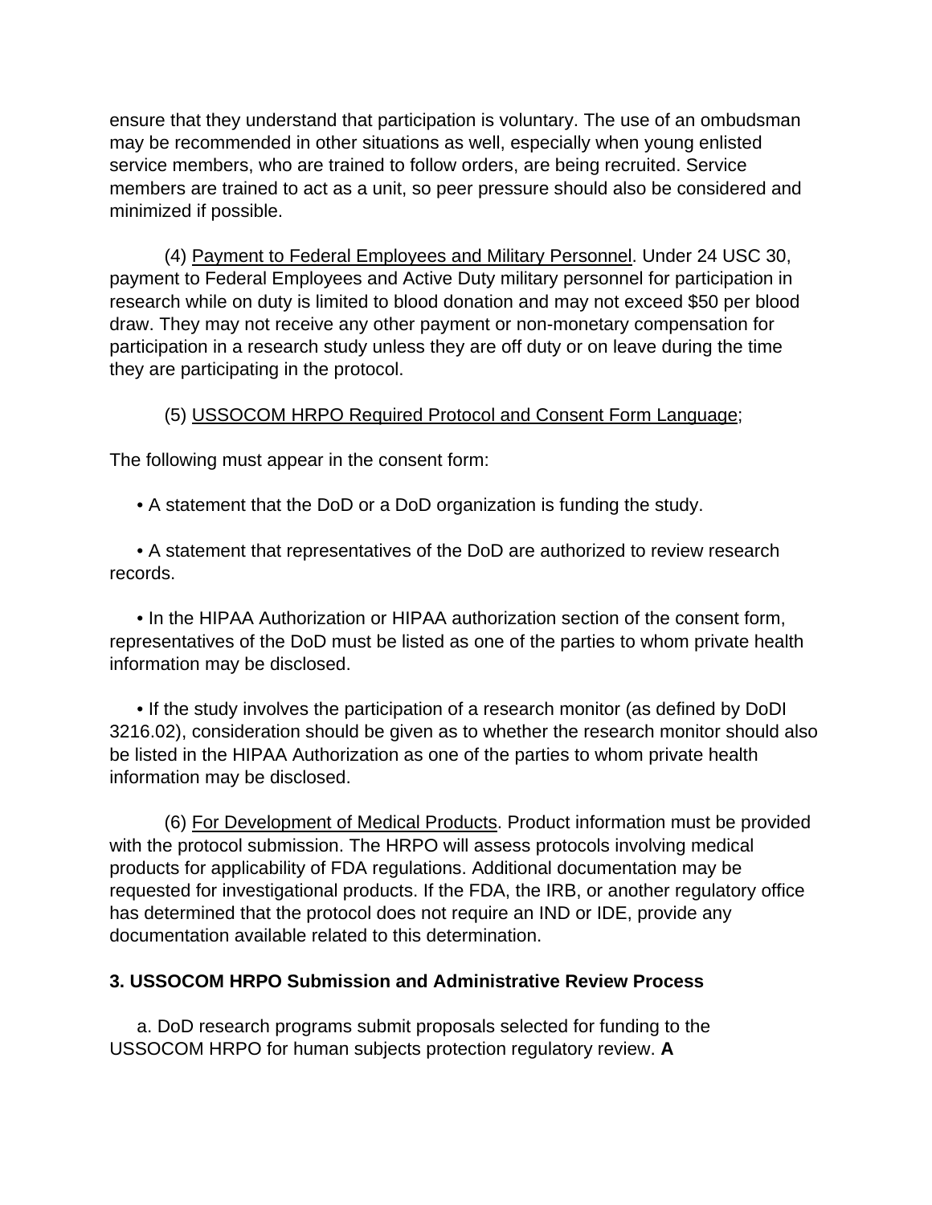ensure that they understand that participation is voluntary. The use of an ombudsman may be recommended in other situations as well, especially when young enlisted service members, who are trained to follow orders, are being recruited. Service members are trained to act as a unit, so peer pressure should also be considered and minimized if possible.

(4) Payment to Federal Employees and Military Personnel. Under 24 USC 30, payment to Federal Employees and Active Duty military personnel for participation in research while on duty is limited to blood donation and may not exceed $50 per blood draw. They may not receive any other payment or non-monetary compensation for participation in a research study unless they are off duty or on leave during the time they are participating in the protocol.

(5) USSOCOM HRPO Required Protocol and Consent Form Language;

The following must appear in the consent form:

- A statement that the DoD or a DoD organization is funding the study.

- A statement that representatives of the DoD are authorized to review research records.

- In the HIPAA Authorization or HIPAA authorization section of the consent form, representatives of the DoD must be listed as one of the parties to whom private health information may be disclosed.

- If the study involves the participation of a research monitor (as defined by DoDI 3216.02), consideration should be given as to whether the research monitor should also be listed in the HIPAA Authorization as one of the parties to whom private health information may be disclosed.

(6) For Development of Medical Products. Product information must be provided with the protocol submission. The HRPO will assess protocols involving medical products for applicability of FDA regulations. Additional documentation may be requested for investigational products. If the FDA, the IRB, or another regulatory office has determined that the protocol does not require an IND or IDE, provide any documentation available related to this determination.

## 3. USSOCOM HRPO Submission and Administrative Review Process

a. DoD research programs submit proposals selected for funding to the USSOCOM HRPO for human subjects protection regulatory review. **A**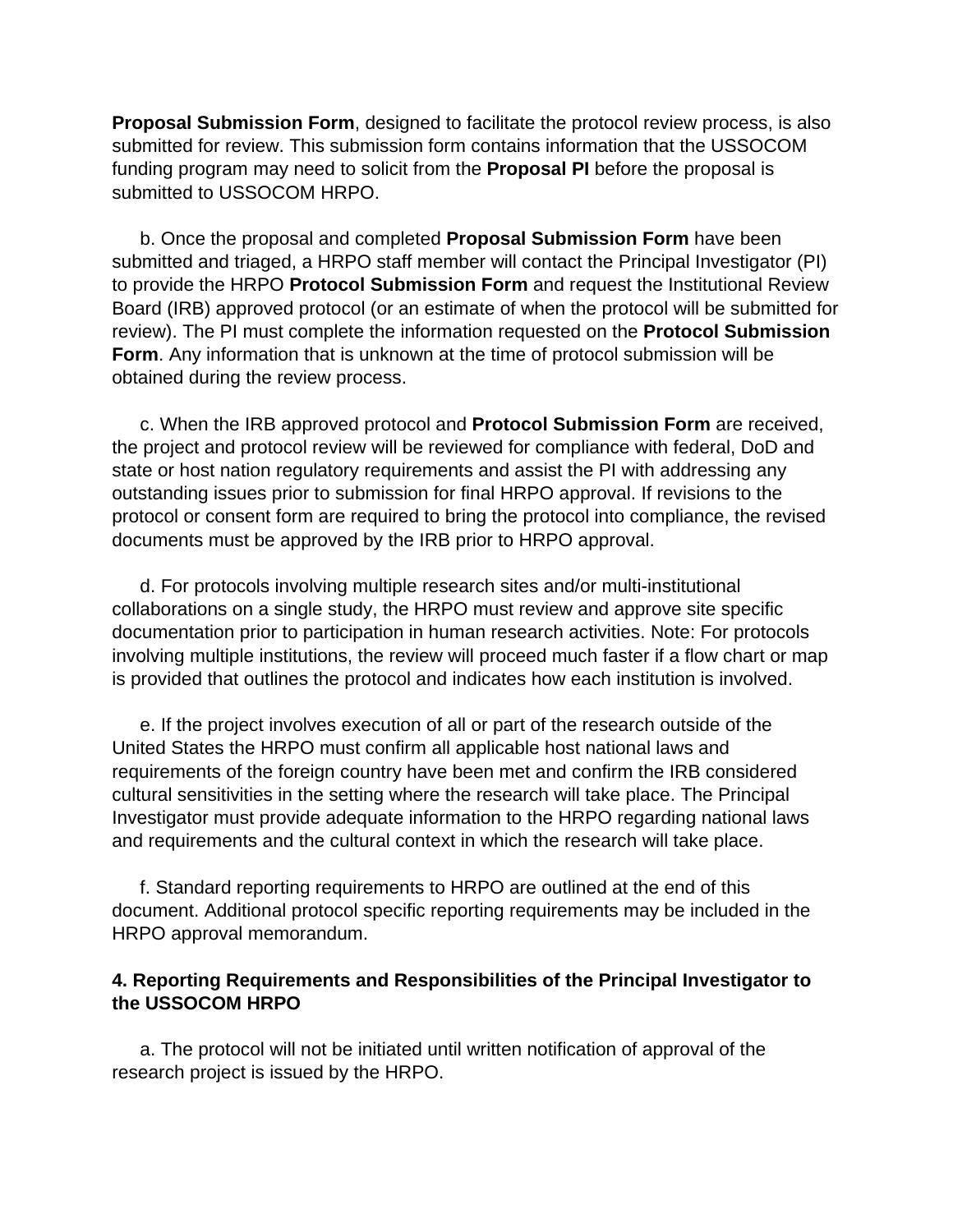**Proposal Submission Form**, designed to facilitate the protocol review process, is also submitted for review. This submission form contains information that the USSOCOM funding program may need to solicit from the **Proposal PI** before the proposal is submitted to USSOCOM HRPO.

b. Once the proposal and completed **Proposal Submission Form** have been submitted and triaged, a HRPO staff member will contact the Principal Investigator (PI) to provide the HRPO **Protocol Submission Form** and request the Institutional Review Board (IRB) approved protocol (or an estimate of when the protocol will be submitted for review). The PI must complete the information requested on the **Protocol Submission Form**. Any information that is unknown at the time of protocol submission will be obtained during the review process.

c. When the IRB approved protocol and **Protocol Submission Form** are received, the project and protocol review will be reviewed for compliance with federal, DoD and state or host nation regulatory requirements and assist the PI with addressing any outstanding issues prior to submission for final HRPO approval. If revisions to the protocol or consent form are required to bring the protocol into compliance, the revised documents must be approved by the IRB prior to HRPO approval.

d. For protocols involving multiple research sites and/or multi-institutional collaborations on a single study, the HRPO must review and approve site specific documentation prior to participation in human research activities. Note: For protocols involving multiple institutions, the review will proceed much faster if a flow chart or map is provided that outlines the protocol and indicates how each institution is involved.

e. If the project involves execution of all or part of the research outside of the United States the HRPO must confirm all applicable host national laws and requirements of the foreign country have been met and confirm the IRB considered cultural sensitivities in the setting where the research will take place. The Principal Investigator must provide adequate information to the HRPO regarding national laws and requirements and the cultural context in which the research will take place.

f. Standard reporting requirements to HRPO are outlined at the end of this document. Additional protocol specific reporting requirements may be included in the HRPO approval memorandum.

**4. Reporting Requirements and Responsibilities of the Principal Investigator to the USSOCOM HRPO**

a. The protocol will not be initiated until written notification of approval of the research project is issued by the HRPO.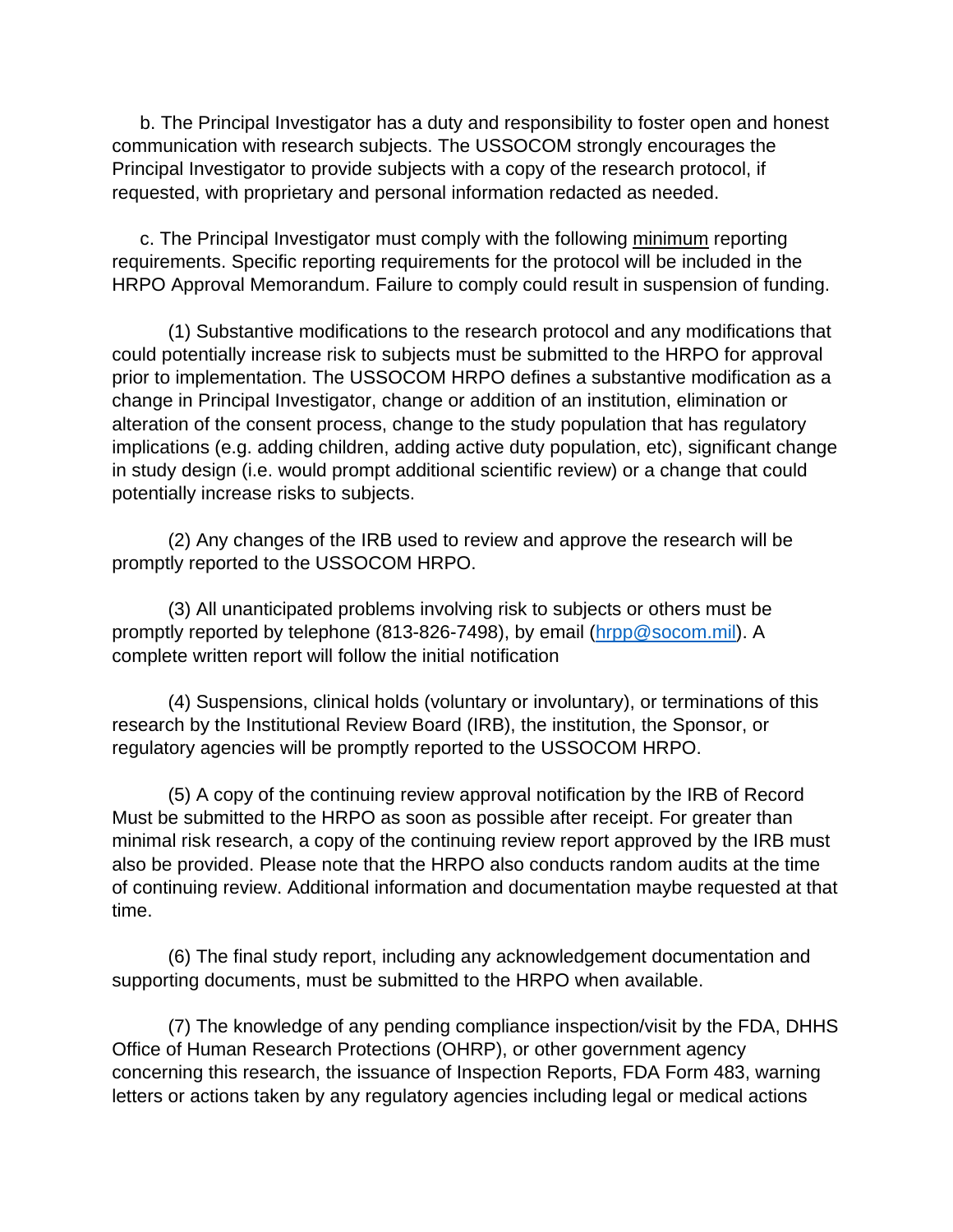b. The Principal Investigator has a duty and responsibility to foster open and honest communication with research subjects. The USSOCOM strongly encourages the Principal Investigator to provide subjects with a copy of the research protocol, if requested, with proprietary and personal information redacted as needed.

c. The Principal Investigator must comply with the following <u>minimum</u> reporting requirements. Specific reporting requirements for the protocol will be included in the HRPO Approval Memorandum. Failure to comply could result in suspension of funding.

(1) Substantive modifications to the research protocol and any modifications that could potentially increase risk to subjects must be submitted to the HRPO for approval prior to implementation. The USSOCOM HRPO defines a substantive modification as a change in Principal Investigator, change or addition of an institution, elimination or alteration of the consent process, change to the study population that has regulatory implications (e.g. adding children, adding active duty population, etc), significant change in study design (i.e. would prompt additional scientific review) or a change that could potentially increase risks to subjects.

(2) Any changes of the IRB used to review and approve the research will be promptly reported to the USSOCOM HRPO.

(3) All unanticipated problems involving risk to subjects or others must be promptly reported by telephone (813-826-7498), by email (hrpp@socom.mil). A complete written report will follow the initial notification

(4) Suspensions, clinical holds (voluntary or involuntary), or terminations of this research by the Institutional Review Board (IRB), the institution, the Sponsor, or regulatory agencies will be promptly reported to the USSOCOM HRPO.

(5) A copy of the continuing review approval notification by the IRB of Record Must be submitted to the HRPO as soon as possible after receipt. For greater than minimal risk research, a copy of the continuing review report approved by the IRB must also be provided. Please note that the HRPO also conducts random audits at the time of continuing review. Additional information and documentation maybe requested at that time.

(6) The final study report, including any acknowledgement documentation and supporting documents, must be submitted to the HRPO when available.

(7) The knowledge of any pending compliance inspection/visit by the FDA, DHHS Office of Human Research Protections (OHRP), or other government agency concerning this research, the issuance of Inspection Reports, FDA Form 483, warning letters or actions taken by any regulatory agencies including legal or medical actions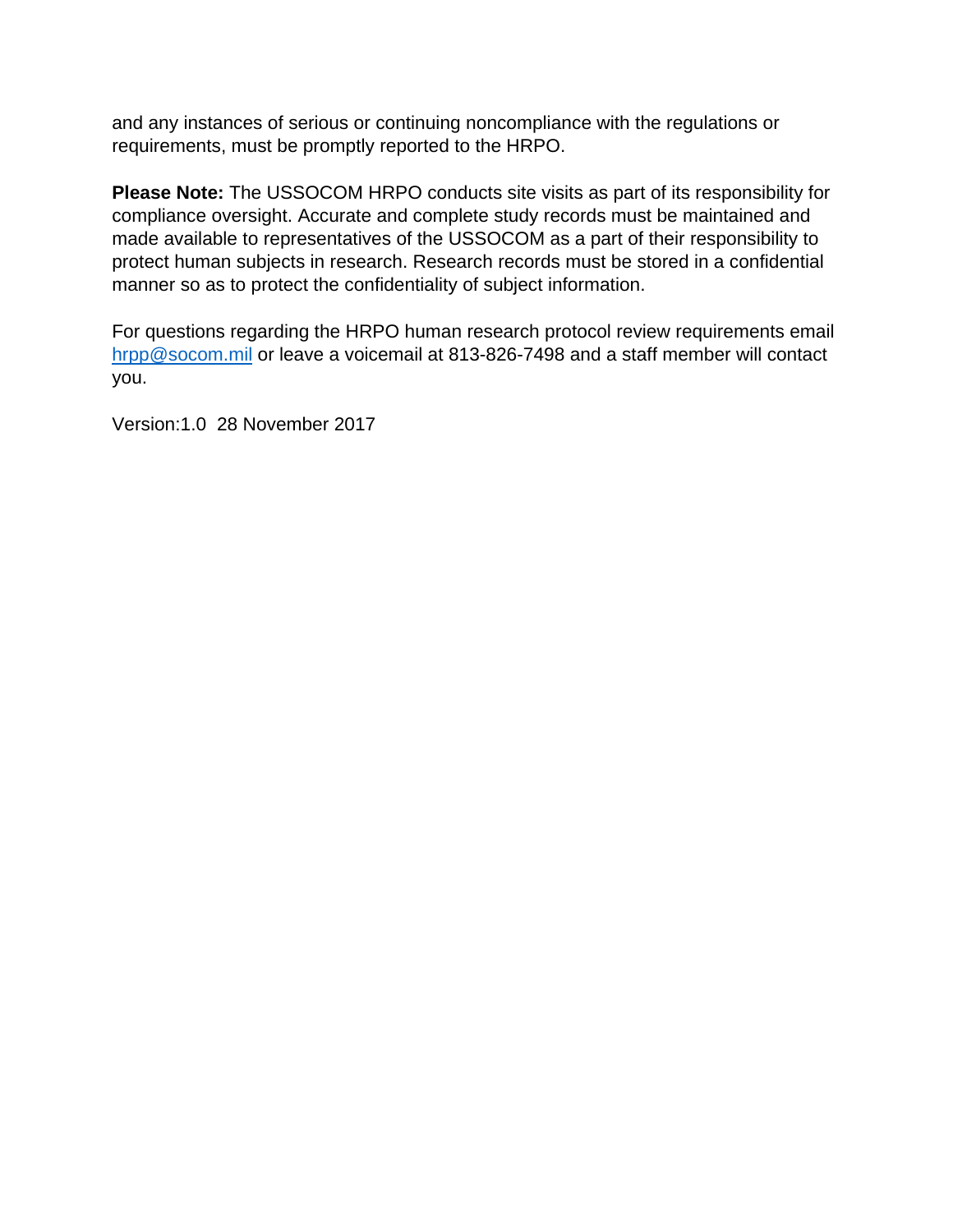and any instances of serious or continuing noncompliance with the regulations or requirements, must be promptly reported to the HRPO.

**Please Note:** The USSOCOM HRPO conducts site visits as part of its responsibility for compliance oversight. Accurate and complete study records must be maintained and made available to representatives of the USSOCOM as a part of their responsibility to protect human subjects in research. Research records must be stored in a confidential manner so as to protect the confidentiality of subject information.

For questions regarding the HRPO human research protocol review requirements email hrpp@socom.mil or leave a voicemail at 813-826-7498 and a staff member will contact you.

Version:1.0 28 November 2017